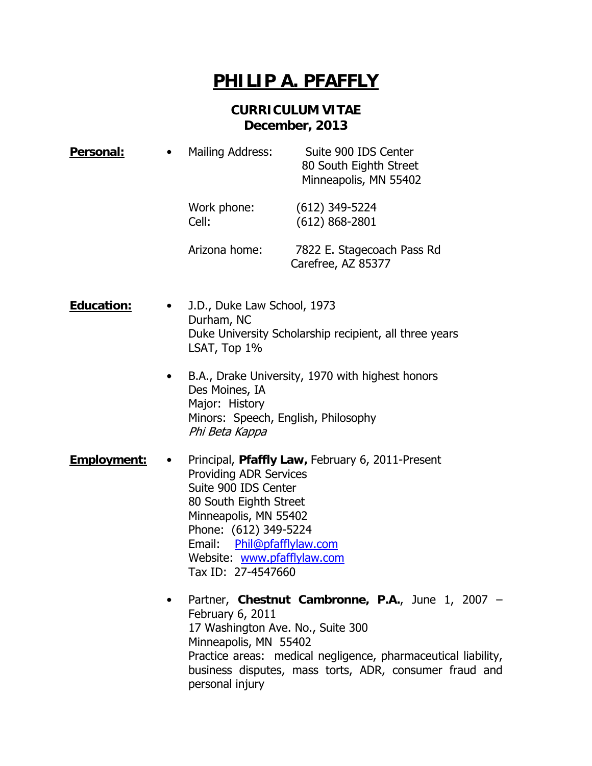# PHILIP A. PFAFFLY

## CURRICULUM VITAE
## December, 2013

**Personal:**

- Mailing Address: Suite 900 IDS Center
  80 South Eighth Street
  Minneapolis, MN 55402

  Work phone: (612) 349-5224
  Cell: (612) 868-2801

  Arizona home: 7822 E. Stagecoach Pass Rd
  Carefree, AZ 85377

**Education:**

- J.D., Duke Law School, 1973
  Durham, NC
  Duke University Scholarship recipient, all three years
  LSAT, Top 1%

- B.A., Drake University, 1970 with highest honors
  Des Moines, IA
  Major: History
  Minors: Speech, English, Philosophy
  *Phi Beta Kappa*

**Employment:**

- Principal, **Pfaffly Law,** February 6, 2011-Present
  Providing ADR Services
  Suite 900 IDS Center
  80 South Eighth Street
  Minneapolis, MN 55402
  Phone: (612) 349-5224
  Email: Phil@pfafflylaw.com
  Website: www.pfafflylaw.com
  Tax ID: 27-4547660

- Partner, **Chestnut Cambronne, P.A.**, June 1, 2007 – February 6, 2011
  17 Washington Ave. No., Suite 300
  Minneapolis, MN 55402
  Practice areas: medical negligence, pharmaceutical liability, business disputes, mass torts, ADR, consumer fraud and personal injury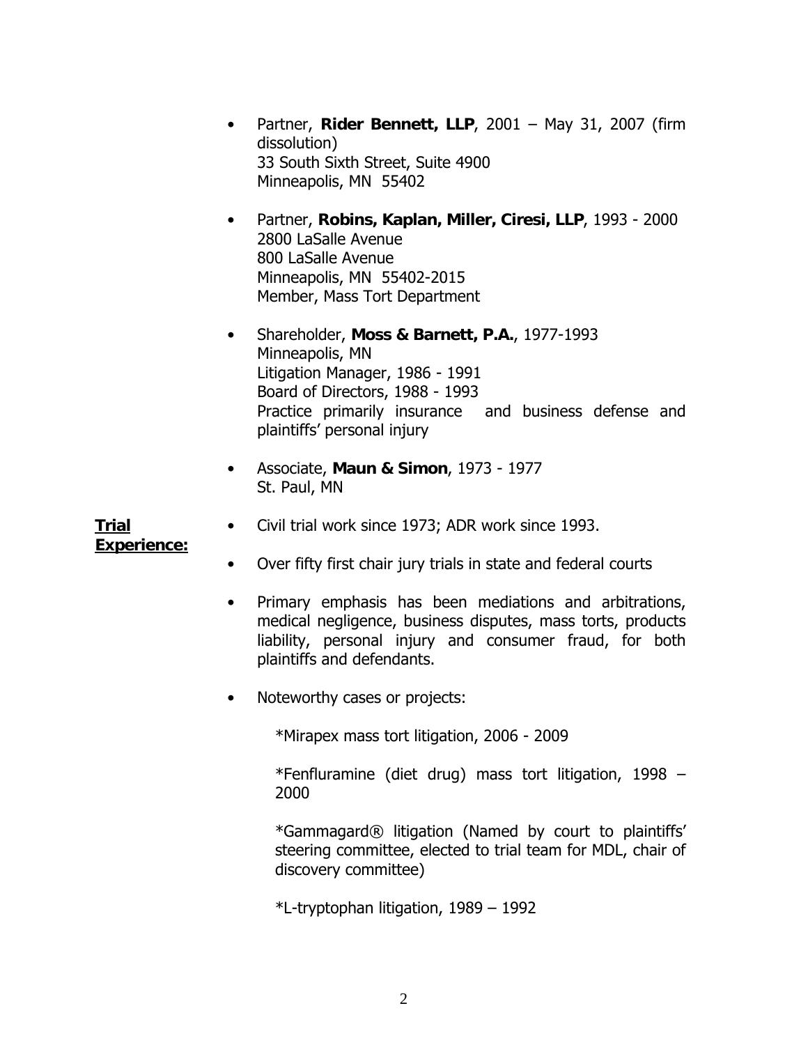- Partner, **Rider Bennett, LLP**, 2001 – May 31, 2007 (firm dissolution)
  33 South Sixth Street, Suite 4900
  Minneapolis, MN 55402

- Partner, **Robins, Kaplan, Miller, Ciresi, LLP**, 1993 - 2000
  2800 LaSalle Avenue
  800 LaSalle Avenue
  Minneapolis, MN 55402-2015
  Member, Mass Tort Department

- Shareholder, **Moss & Barnett, P.A.**, 1977-1993
  Minneapolis, MN
  Litigation Manager, 1986 - 1991
  Board of Directors, 1988 - 1993
  Practice primarily insurance and business defense and plaintiffs' personal injury

- Associate, **Maun & Simon**, 1973 - 1977
  St. Paul, MN

**Trial Experience:**

- Civil trial work since 1973; ADR work since 1993.

- Over fifty first chair jury trials in state and federal courts

- Primary emphasis has been mediations and arbitrations, medical negligence, business disputes, mass torts, products liability, personal injury and consumer fraud, for both plaintiffs and defendants.

- Noteworthy cases or projects:

  *Mirapex mass tort litigation, 2006 - 2009

  *Fenfluramine (diet drug) mass tort litigation, 1998 – 2000

  *Gammagard® litigation (Named by court to plaintiffs' steering committee, elected to trial team for MDL, chair of discovery committee)

  *L-tryptophan litigation, 1989 – 1992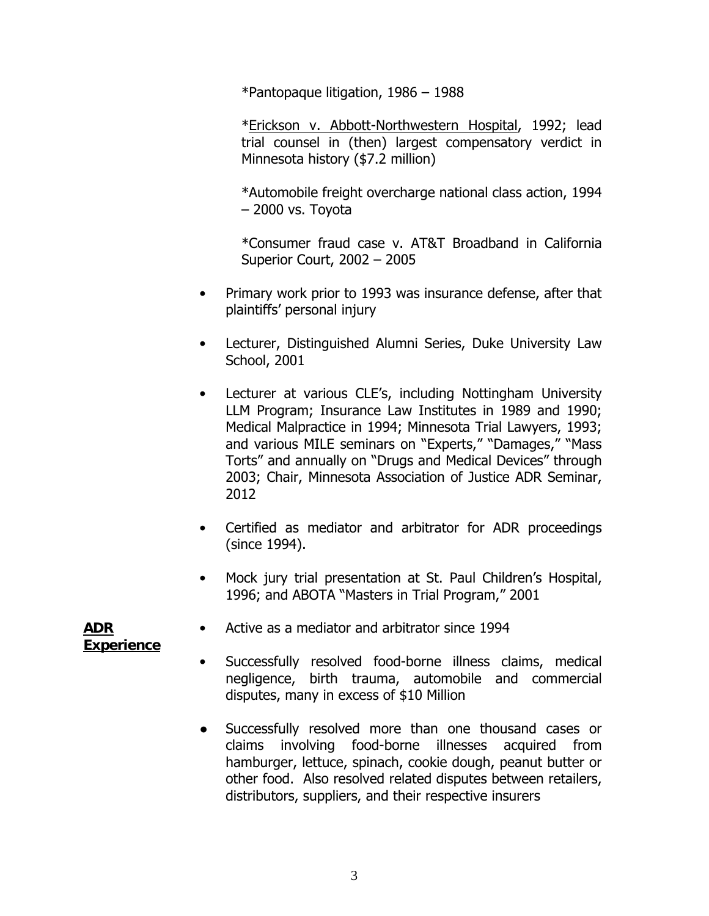*Pantopaque litigation, 1986 – 1988

*Erickson v. Abbott-Northwestern Hospital, 1992; lead trial counsel in (then) largest compensatory verdict in Minnesota history ($7.2 million)

*Automobile freight overcharge national class action, 1994 – 2000 vs. Toyota

*Consumer fraud case v. AT&T Broadband in California Superior Court, 2002 – 2005

- Primary work prior to 1993 was insurance defense, after that plaintiffs' personal injury
- Lecturer, Distinguished Alumni Series, Duke University Law School, 2001
- Lecturer at various CLE's, including Nottingham University LLM Program; Insurance Law Institutes in 1989 and 1990; Medical Malpractice in 1994; Minnesota Trial Lawyers, 1993; and various MILE seminars on "Experts," "Damages," "Mass Torts" and annually on "Drugs and Medical Devices" through 2003; Chair, Minnesota Association of Justice ADR Seminar, 2012
- Certified as mediator and arbitrator for ADR proceedings (since 1994).
- Mock jury trial presentation at St. Paul Children's Hospital, 1996; and ABOTA "Masters in Trial Program," 2001

**ADR Experience**

- Active as a mediator and arbitrator since 1994
- Successfully resolved food-borne illness claims, medical negligence, birth trauma, automobile and commercial disputes, many in excess of $10 Million
- Successfully resolved more than one thousand cases or claims involving food-borne illnesses acquired from hamburger, lettuce, spinach, cookie dough, peanut butter or other food. Also resolved related disputes between retailers, distributors, suppliers, and their respective insurers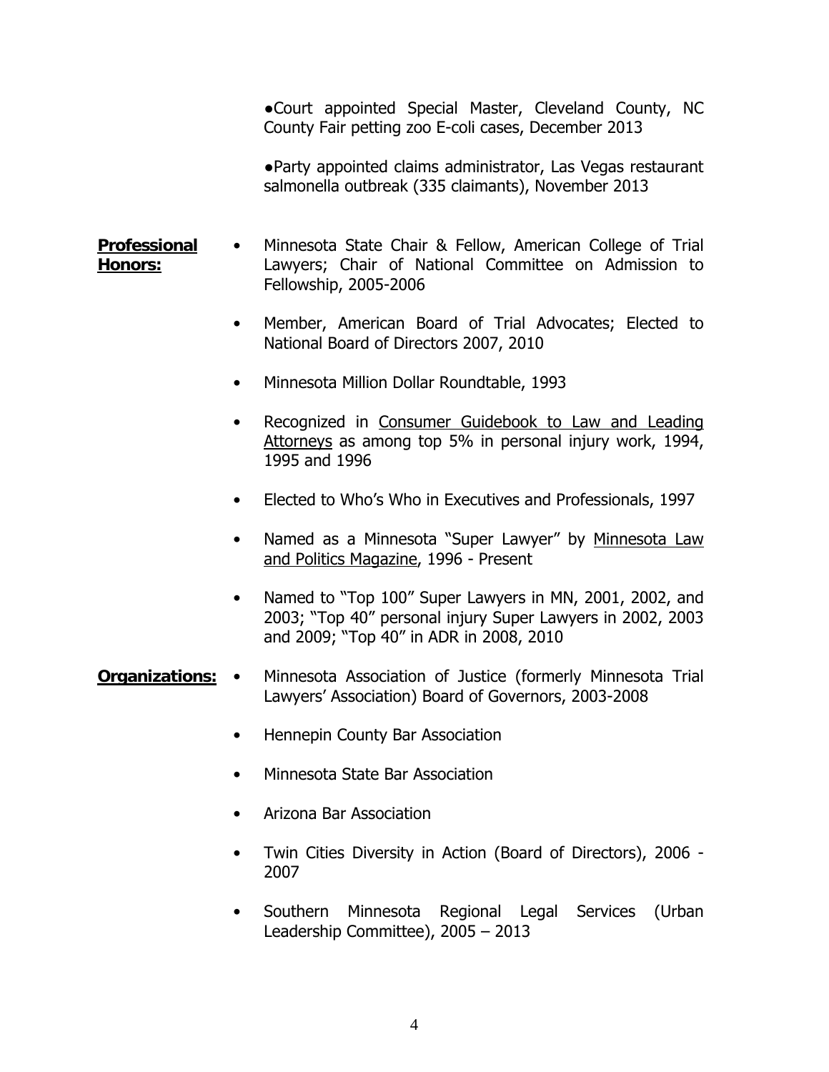- Court appointed Special Master, Cleveland County, NC County Fair petting zoo E-coli cases, December 2013

- Party appointed claims administrator, Las Vegas restaurant salmonella outbreak (335 claimants), November 2013

**Professional Honors:**

- Minnesota State Chair & Fellow, American College of Trial Lawyers; Chair of National Committee on Admission to Fellowship, 2005-2006

- Member, American Board of Trial Advocates; Elected to National Board of Directors 2007, 2010

- Minnesota Million Dollar Roundtable, 1993

- Recognized in Consumer Guidebook to Law and Leading Attorneys as among top 5% in personal injury work, 1994, 1995 and 1996

- Elected to Who's Who in Executives and Professionals, 1997

- Named as a Minnesota "Super Lawyer" by Minnesota Law and Politics Magazine, 1996 - Present

- Named to "Top 100" Super Lawyers in MN, 2001, 2002, and 2003; "Top 40" personal injury Super Lawyers in 2002, 2003 and 2009; "Top 40" in ADR in 2008, 2010

**Organizations:**

- Minnesota Association of Justice (formerly Minnesota Trial Lawyers' Association) Board of Governors, 2003-2008

- Hennepin County Bar Association

- Minnesota State Bar Association

- Arizona Bar Association

- Twin Cities Diversity in Action (Board of Directors), 2006 - 2007

- Southern Minnesota Regional Legal Services (Urban Leadership Committee), 2005 – 2013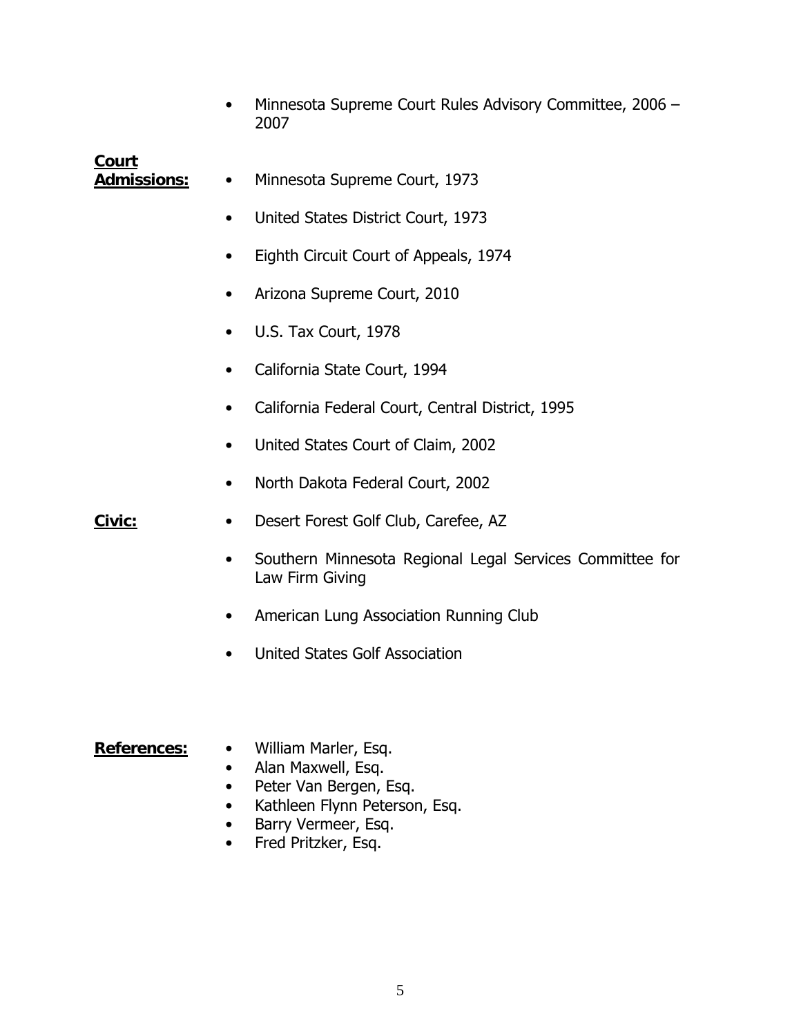- Minnesota Supreme Court Rules Advisory Committee, 2006 – 2007

**Court Admissions:**

- Minnesota Supreme Court, 1973
- United States District Court, 1973
- Eighth Circuit Court of Appeals, 1974
- Arizona Supreme Court, 2010
- U.S. Tax Court, 1978
- California State Court, 1994
- California Federal Court, Central District, 1995
- United States Court of Claim, 2002
- North Dakota Federal Court, 2002

**Civic:**

- Desert Forest Golf Club, Carefee, AZ
- Southern Minnesota Regional Legal Services Committee for Law Firm Giving
- American Lung Association Running Club
- United States Golf Association

**References:**

- William Marler, Esq.
- Alan Maxwell, Esq.
- Peter Van Bergen, Esq.
- Kathleen Flynn Peterson, Esq.
- Barry Vermeer, Esq.
- Fred Pritzker, Esq.